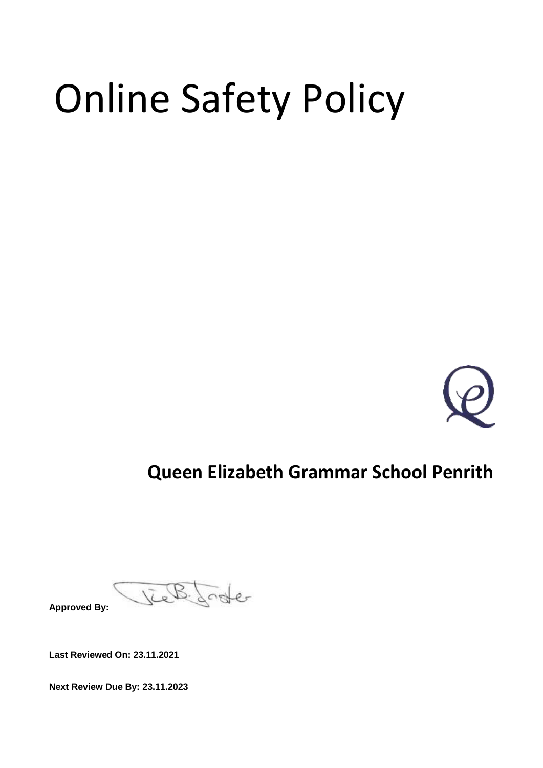# Online Safety Policy

## Queen Elizabeth Grammar School Penrith

**Approved By:**

**Last Reviewed On: 23.11.2021**

**Next Review Due By: 23.11.2023**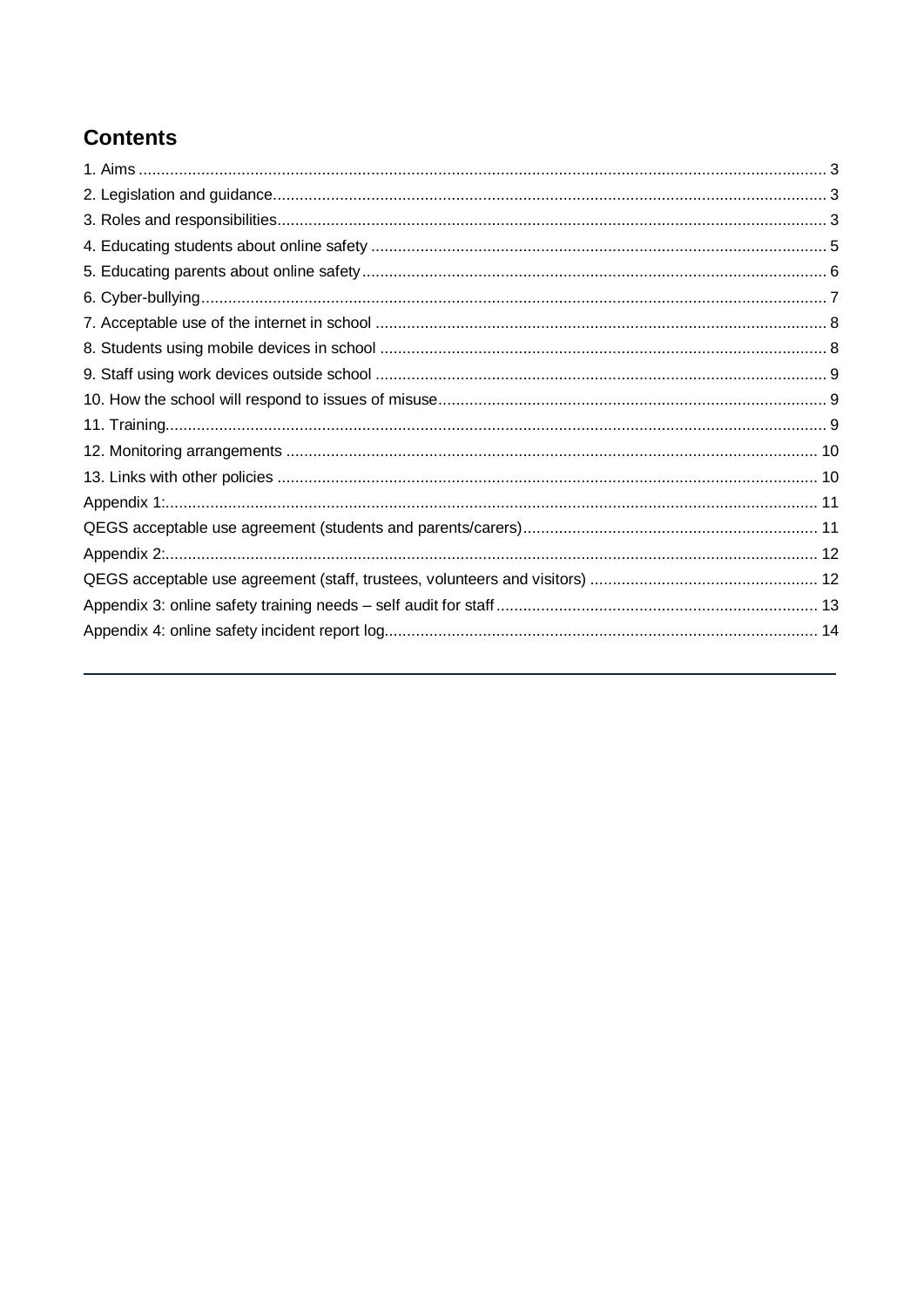## Contents

1. Aims .......... 3
2. Legislation and guidance .......... 3
3. Roles and responsibilities .......... 3
4. Educating students about online safety .......... 5
5. Educating parents about online safety .......... 6
6. Cyber-bullying .......... 7
7. Acceptable use of the internet in school .......... 8
8. Students using mobile devices in school .......... 8
9. Staff using work devices outside school .......... 9
10. How the school will respond to issues of misuse .......... 9
11. Training .......... 9
12. Monitoring arrangements .......... 10
13. Links with other policies .......... 10

Appendix 1: .......... 11

QEGS acceptable use agreement (students and parents/carers) .......... 11

Appendix 2: .......... 12

QEGS acceptable use agreement (staff, trustees, volunteers and visitors) .......... 12

Appendix 3: online safety training needs – self audit for staff .......... 13

Appendix 4: online safety incident report log .......... 14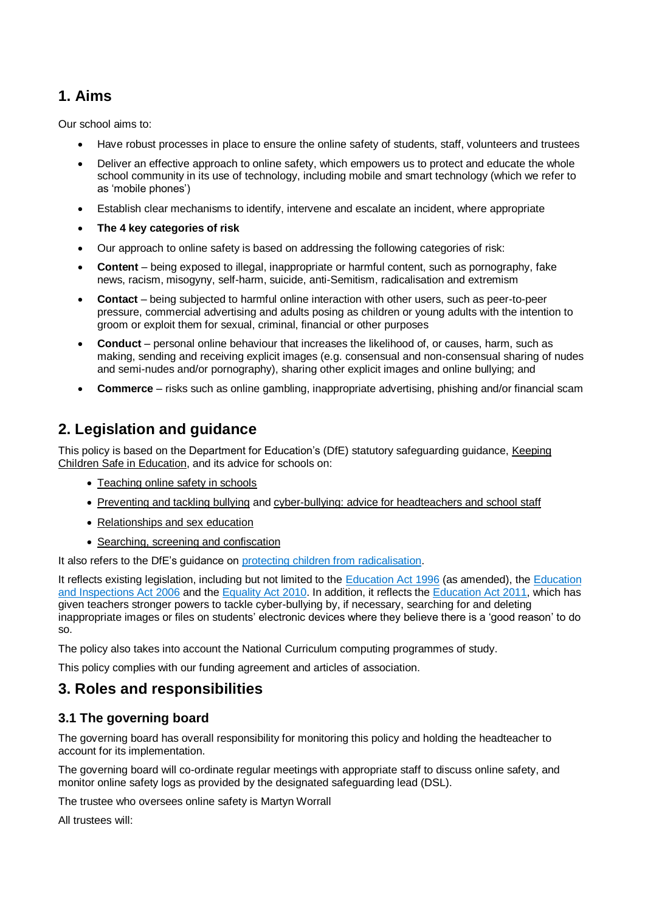## 1. Aims

Our school aims to:

- Have robust processes in place to ensure the online safety of students, staff, volunteers and trustees
- Deliver an effective approach to online safety, which empowers us to protect and educate the whole school community in its use of technology, including mobile and smart technology (which we refer to as 'mobile phones')
- Establish clear mechanisms to identify, intervene and escalate an incident, where appropriate
- **The 4 key categories of risk**
- Our approach to online safety is based on addressing the following categories of risk:
- **Content** – being exposed to illegal, inappropriate or harmful content, such as pornography, fake news, racism, misogyny, self-harm, suicide, anti-Semitism, radicalisation and extremism
- **Contact** – being subjected to harmful online interaction with other users, such as peer-to-peer pressure, commercial advertising and adults posing as children or young adults with the intention to groom or exploit them for sexual, criminal, financial or other purposes
- **Conduct** – personal online behaviour that increases the likelihood of, or causes, harm, such as making, sending and receiving explicit images (e.g. consensual and non-consensual sharing of nudes and semi-nudes and/or pornography), sharing other explicit images and online bullying; and
- **Commerce** – risks such as online gambling, inappropriate advertising, phishing and/or financial scam

## 2. Legislation and guidance

This policy is based on the Department for Education's (DfE) statutory safeguarding guidance, Keeping Children Safe in Education, and its advice for schools on:

- Teaching online safety in schools
- Preventing and tackling bullying and cyber-bullying: advice for headteachers and school staff
- Relationships and sex education
- Searching, screening and confiscation

It also refers to the DfE's guidance on protecting children from radicalisation.

It reflects existing legislation, including but not limited to the Education Act 1996 (as amended), the Education and Inspections Act 2006 and the Equality Act 2010. In addition, it reflects the Education Act 2011, which has given teachers stronger powers to tackle cyber-bullying by, if necessary, searching for and deleting inappropriate images or files on students' electronic devices where they believe there is a 'good reason' to do so.

The policy also takes into account the National Curriculum computing programmes of study.

This policy complies with our funding agreement and articles of association.

## 3. Roles and responsibilities

### 3.1 The governing board

The governing board has overall responsibility for monitoring this policy and holding the headteacher to account for its implementation.

The governing board will co-ordinate regular meetings with appropriate staff to discuss online safety, and monitor online safety logs as provided by the designated safeguarding lead (DSL).

The trustee who oversees online safety is Martyn Worrall

All trustees will: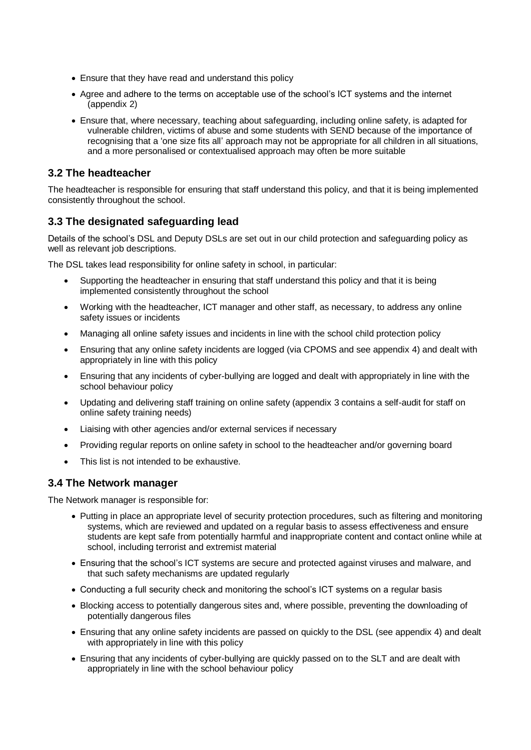- Ensure that they have read and understand this policy
- Agree and adhere to the terms on acceptable use of the school's ICT systems and the internet (appendix 2)
- Ensure that, where necessary, teaching about safeguarding, including online safety, is adapted for vulnerable children, victims of abuse and some students with SEND because of the importance of recognising that a 'one size fits all' approach may not be appropriate for all children in all situations, and a more personalised or contextualised approach may often be more suitable

### 3.2 The headteacher

The headteacher is responsible for ensuring that staff understand this policy, and that it is being implemented consistently throughout the school.

### 3.3 The designated safeguarding lead

Details of the school's DSL and Deputy DSLs are set out in our child protection and safeguarding policy as well as relevant job descriptions.

The DSL takes lead responsibility for online safety in school, in particular:

- Supporting the headteacher in ensuring that staff understand this policy and that it is being implemented consistently throughout the school
- Working with the headteacher, ICT manager and other staff, as necessary, to address any online safety issues or incidents
- Managing all online safety issues and incidents in line with the school child protection policy
- Ensuring that any online safety incidents are logged (via CPOMS and see appendix 4) and dealt with appropriately in line with this policy
- Ensuring that any incidents of cyber-bullying are logged and dealt with appropriately in line with the school behaviour policy
- Updating and delivering staff training on online safety (appendix 3 contains a self-audit for staff on online safety training needs)
- Liaising with other agencies and/or external services if necessary
- Providing regular reports on online safety in school to the headteacher and/or governing board
- This list is not intended to be exhaustive.

### 3.4 The Network manager

The Network manager is responsible for:

- Putting in place an appropriate level of security protection procedures, such as filtering and monitoring systems, which are reviewed and updated on a regular basis to assess effectiveness and ensure students are kept safe from potentially harmful and inappropriate content and contact online while at school, including terrorist and extremist material
- Ensuring that the school's ICT systems are secure and protected against viruses and malware, and that such safety mechanisms are updated regularly
- Conducting a full security check and monitoring the school's ICT systems on a regular basis
- Blocking access to potentially dangerous sites and, where possible, preventing the downloading of potentially dangerous files
- Ensuring that any online safety incidents are passed on quickly to the DSL (see appendix 4) and dealt with appropriately in line with this policy
- Ensuring that any incidents of cyber-bullying are quickly passed on to the SLT and are dealt with appropriately in line with the school behaviour policy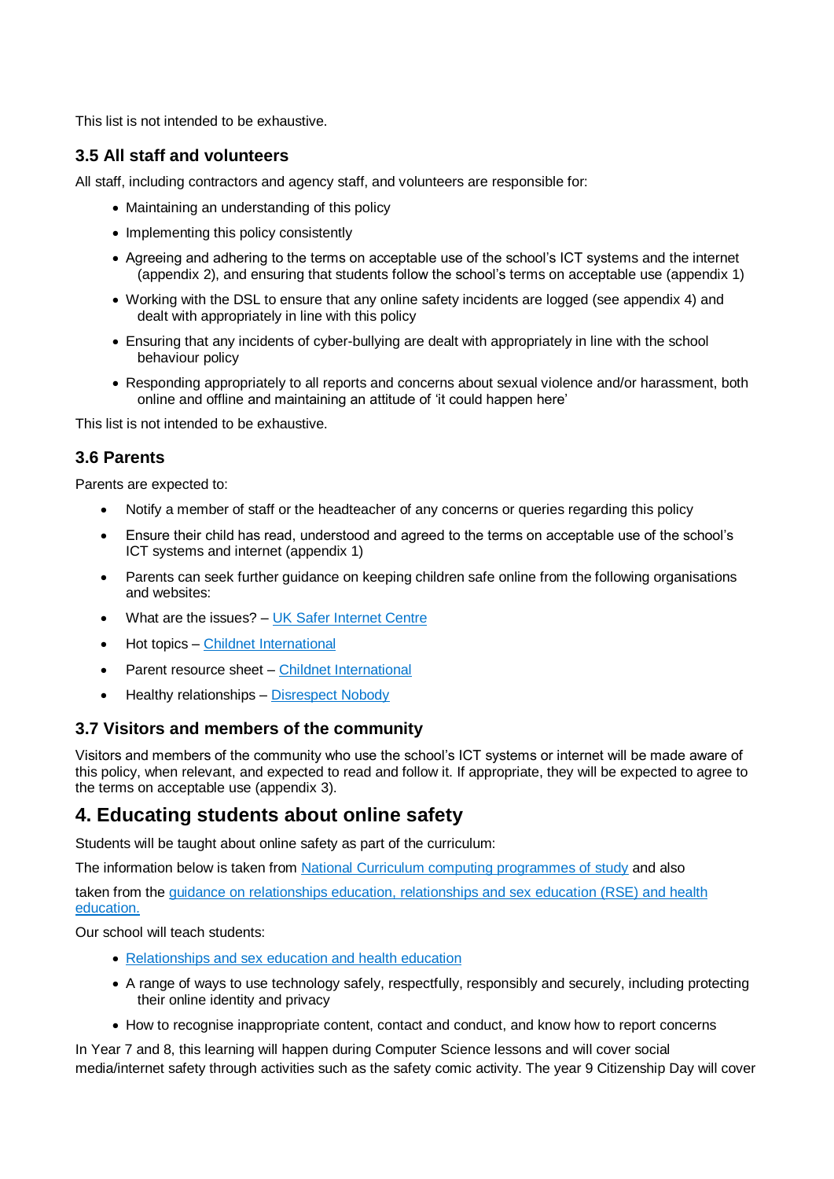This list is not intended to be exhaustive.

### 3.5 All staff and volunteers

All staff, including contractors and agency staff, and volunteers are responsible for:

- Maintaining an understanding of this policy
- Implementing this policy consistently
- Agreeing and adhering to the terms on acceptable use of the school's ICT systems and the internet (appendix 2), and ensuring that students follow the school's terms on acceptable use (appendix 1)
- Working with the DSL to ensure that any online safety incidents are logged (see appendix 4) and dealt with appropriately in line with this policy
- Ensuring that any incidents of cyber-bullying are dealt with appropriately in line with the school behaviour policy
- Responding appropriately to all reports and concerns about sexual violence and/or harassment, both online and offline and maintaining an attitude of 'it could happen here'

This list is not intended to be exhaustive.

### 3.6 Parents

Parents are expected to:

- Notify a member of staff or the headteacher of any concerns or queries regarding this policy
- Ensure their child has read, understood and agreed to the terms on acceptable use of the school's ICT systems and internet (appendix 1)
- Parents can seek further guidance on keeping children safe online from the following organisations and websites:
- What are the issues? – UK Safer Internet Centre
- Hot topics – Childnet International
- Parent resource sheet – Childnet International
- Healthy relationships – Disrespect Nobody

### 3.7 Visitors and members of the community

Visitors and members of the community who use the school's ICT systems or internet will be made aware of this policy, when relevant, and expected to read and follow it. If appropriate, they will be expected to agree to the terms on acceptable use (appendix 3).

## 4. Educating students about online safety

Students will be taught about online safety as part of the curriculum:

The information below is taken from National Curriculum computing programmes of study and also

taken from the guidance on relationships education, relationships and sex education (RSE) and health education.

Our school will teach students:

- Relationships and sex education and health education
- A range of ways to use technology safely, respectfully, responsibly and securely, including protecting their online identity and privacy
- How to recognise inappropriate content, contact and conduct, and know how to report concerns

In Year 7 and 8, this learning will happen during Computer Science lessons and will cover social media/internet safety through activities such as the safety comic activity. The year 9 Citizenship Day will cover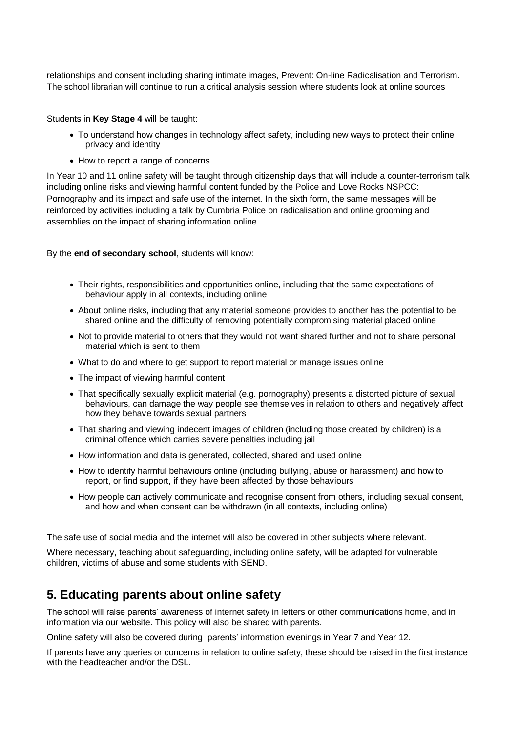relationships and consent including sharing intimate images, Prevent: On-line Radicalisation and Terrorism. The school librarian will continue to run a critical analysis session where students look at online sources

Students in **Key Stage 4** will be taught:

- To understand how changes in technology affect safety, including new ways to protect their online privacy and identity
- How to report a range of concerns

In Year 10 and 11 online safety will be taught through citizenship days that will include a counter-terrorism talk including online risks and viewing harmful content funded by the Police and Love Rocks NSPCC: Pornography and its impact and safe use of the internet. In the sixth form, the same messages will be reinforced by activities including a talk by Cumbria Police on radicalisation and online grooming and assemblies on the impact of sharing information online.

By the **end of secondary school**, students will know:

- Their rights, responsibilities and opportunities online, including that the same expectations of behaviour apply in all contexts, including online
- About online risks, including that any material someone provides to another has the potential to be shared online and the difficulty of removing potentially compromising material placed online
- Not to provide material to others that they would not want shared further and not to share personal material which is sent to them
- What to do and where to get support to report material or manage issues online
- The impact of viewing harmful content
- That specifically sexually explicit material (e.g. pornography) presents a distorted picture of sexual behaviours, can damage the way people see themselves in relation to others and negatively affect how they behave towards sexual partners
- That sharing and viewing indecent images of children (including those created by children) is a criminal offence which carries severe penalties including jail
- How information and data is generated, collected, shared and used online
- How to identify harmful behaviours online (including bullying, abuse or harassment) and how to report, or find support, if they have been affected by those behaviours
- How people can actively communicate and recognise consent from others, including sexual consent, and how and when consent can be withdrawn (in all contexts, including online)

The safe use of social media and the internet will also be covered in other subjects where relevant.

Where necessary, teaching about safeguarding, including online safety, will be adapted for vulnerable children, victims of abuse and some students with SEND.

## 5. Educating parents about online safety

The school will raise parents' awareness of internet safety in letters or other communications home, and in information via our website. This policy will also be shared with parents.

Online safety will also be covered during parents' information evenings in Year 7 and Year 12.

If parents have any queries or concerns in relation to online safety, these should be raised in the first instance with the headteacher and/or the DSL.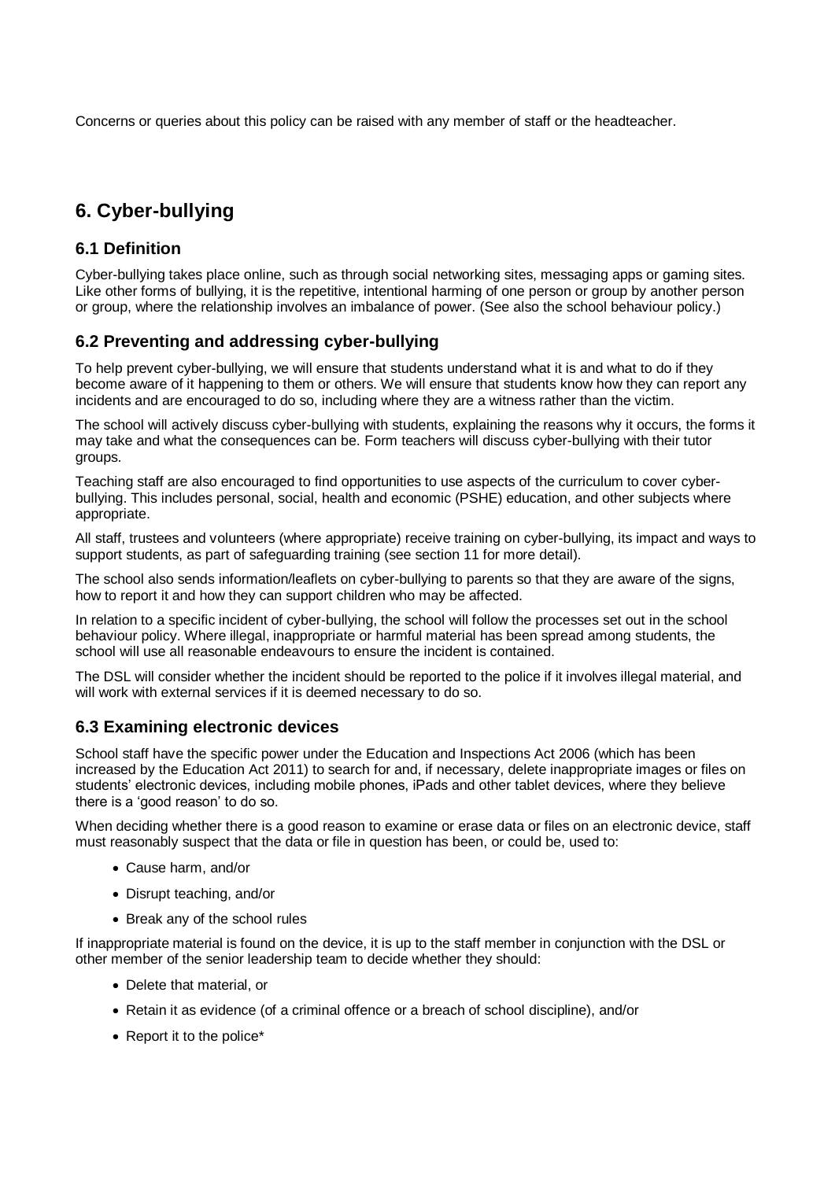Concerns or queries about this policy can be raised with any member of staff or the headteacher.

## 6. Cyber-bullying

### 6.1 Definition

Cyber-bullying takes place online, such as through social networking sites, messaging apps or gaming sites. Like other forms of bullying, it is the repetitive, intentional harming of one person or group by another person or group, where the relationship involves an imbalance of power. (See also the school behaviour policy.)

### 6.2 Preventing and addressing cyber-bullying

To help prevent cyber-bullying, we will ensure that students understand what it is and what to do if they become aware of it happening to them or others. We will ensure that students know how they can report any incidents and are encouraged to do so, including where they are a witness rather than the victim.

The school will actively discuss cyber-bullying with students, explaining the reasons why it occurs, the forms it may take and what the consequences can be. Form teachers will discuss cyber-bullying with their tutor groups.

Teaching staff are also encouraged to find opportunities to use aspects of the curriculum to cover cyber-bullying. This includes personal, social, health and economic (PSHE) education, and other subjects where appropriate.

All staff, trustees and volunteers (where appropriate) receive training on cyber-bullying, its impact and ways to support students, as part of safeguarding training (see section 11 for more detail).

The school also sends information/leaflets on cyber-bullying to parents so that they are aware of the signs, how to report it and how they can support children who may be affected.

In relation to a specific incident of cyber-bullying, the school will follow the processes set out in the school behaviour policy. Where illegal, inappropriate or harmful material has been spread among students, the school will use all reasonable endeavours to ensure the incident is contained.

The DSL will consider whether the incident should be reported to the police if it involves illegal material, and will work with external services if it is deemed necessary to do so.

### 6.3 Examining electronic devices

School staff have the specific power under the Education and Inspections Act 2006 (which has been increased by the Education Act 2011) to search for and, if necessary, delete inappropriate images or files on students' electronic devices, including mobile phones, iPads and other tablet devices, where they believe there is a 'good reason' to do so.

When deciding whether there is a good reason to examine or erase data or files on an electronic device, staff must reasonably suspect that the data or file in question has been, or could be, used to:

- Cause harm, and/or
- Disrupt teaching, and/or
- Break any of the school rules

If inappropriate material is found on the device, it is up to the staff member in conjunction with the DSL or other member of the senior leadership team to decide whether they should:

- Delete that material, or
- Retain it as evidence (of a criminal offence or a breach of school discipline), and/or
- Report it to the police*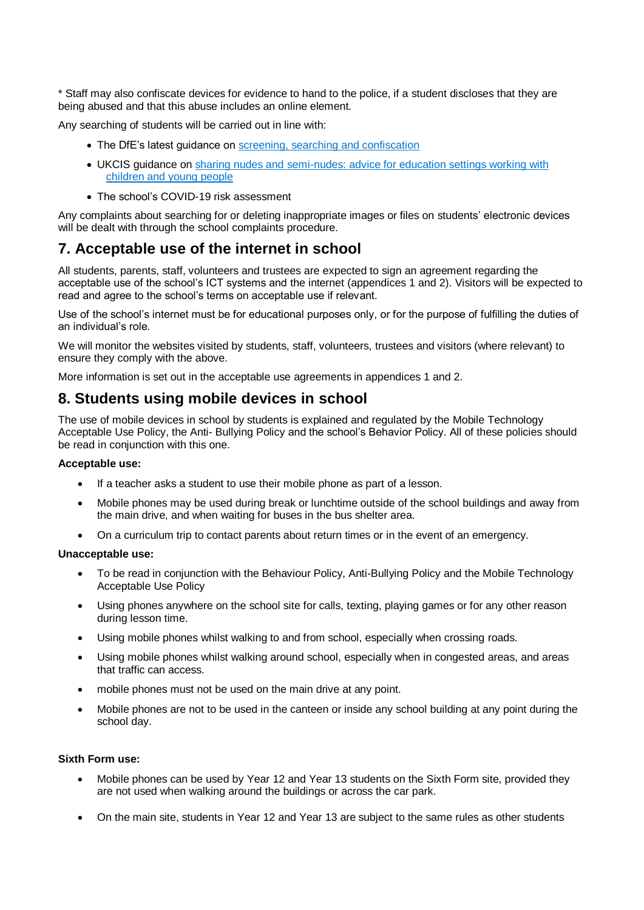* Staff may also confiscate devices for evidence to hand to the police, if a student discloses that they are being abused and that this abuse includes an online element.

Any searching of students will be carried out in line with:

- The DfE's latest guidance on screening, searching and confiscation
- UKCIS guidance on sharing nudes and semi-nudes: advice for education settings working with children and young people
- The school's COVID-19 risk assessment

Any complaints about searching for or deleting inappropriate images or files on students' electronic devices will be dealt with through the school complaints procedure.

## 7. Acceptable use of the internet in school

All students, parents, staff, volunteers and trustees are expected to sign an agreement regarding the acceptable use of the school's ICT systems and the internet (appendices 1 and 2). Visitors will be expected to read and agree to the school's terms on acceptable use if relevant.

Use of the school's internet must be for educational purposes only, or for the purpose of fulfilling the duties of an individual's role.

We will monitor the websites visited by students, staff, volunteers, trustees and visitors (where relevant) to ensure they comply with the above.

More information is set out in the acceptable use agreements in appendices 1 and 2.

## 8. Students using mobile devices in school

The use of mobile devices in school by students is explained and regulated by the Mobile Technology Acceptable Use Policy, the Anti- Bullying Policy and the school's Behavior Policy. All of these policies should be read in conjunction with this one.

**Acceptable use:**

- If a teacher asks a student to use their mobile phone as part of a lesson.
- Mobile phones may be used during break or lunchtime outside of the school buildings and away from the main drive, and when waiting for buses in the bus shelter area.
- On a curriculum trip to contact parents about return times or in the event of an emergency.

**Unacceptable use:**

- To be read in conjunction with the Behaviour Policy, Anti-Bullying Policy and the Mobile Technology Acceptable Use Policy
- Using phones anywhere on the school site for calls, texting, playing games or for any other reason during lesson time.
- Using mobile phones whilst walking to and from school, especially when crossing roads.
- Using mobile phones whilst walking around school, especially when in congested areas, and areas that traffic can access.
- mobile phones must not be used on the main drive at any point.
- Mobile phones are not to be used in the canteen or inside any school building at any point during the school day.

**Sixth Form use:**

- Mobile phones can be used by Year 12 and Year 13 students on the Sixth Form site, provided they are not used when walking around the buildings or across the car park.
- On the main site, students in Year 12 and Year 13 are subject to the same rules as other students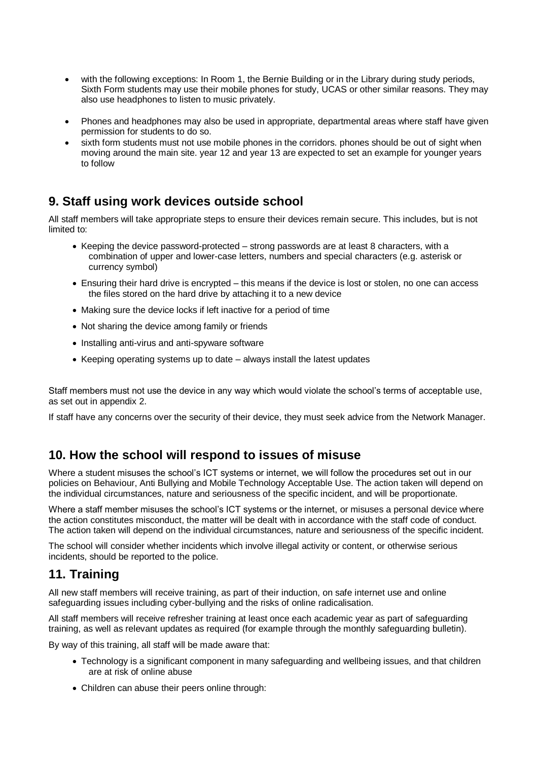- with the following exceptions: In Room 1, the Bernie Building or in the Library during study periods, Sixth Form students may use their mobile phones for study, UCAS or other similar reasons. They may also use headphones to listen to music privately.
- Phones and headphones may also be used in appropriate, departmental areas where staff have given permission for students to do so.
- sixth form students must not use mobile phones in the corridors. phones should be out of sight when moving around the main site. year 12 and year 13 are expected to set an example for younger years to follow

## 9. Staff using work devices outside school

All staff members will take appropriate steps to ensure their devices remain secure. This includes, but is not limited to:

- Keeping the device password-protected – strong passwords are at least 8 characters, with a combination of upper and lower-case letters, numbers and special characters (e.g. asterisk or currency symbol)
- Ensuring their hard drive is encrypted – this means if the device is lost or stolen, no one can access the files stored on the hard drive by attaching it to a new device
- Making sure the device locks if left inactive for a period of time
- Not sharing the device among family or friends
- Installing anti-virus and anti-spyware software
- Keeping operating systems up to date – always install the latest updates

Staff members must not use the device in any way which would violate the school's terms of acceptable use, as set out in appendix 2.

If staff have any concerns over the security of their device, they must seek advice from the Network Manager.

## 10. How the school will respond to issues of misuse

Where a student misuses the school's ICT systems or internet, we will follow the procedures set out in our policies on Behaviour, Anti Bullying and Mobile Technology Acceptable Use. The action taken will depend on the individual circumstances, nature and seriousness of the specific incident, and will be proportionate.

Where a staff member misuses the school's ICT systems or the internet, or misuses a personal device where the action constitutes misconduct, the matter will be dealt with in accordance with the staff code of conduct. The action taken will depend on the individual circumstances, nature and seriousness of the specific incident.

The school will consider whether incidents which involve illegal activity or content, or otherwise serious incidents, should be reported to the police.

## 11. Training

All new staff members will receive training, as part of their induction, on safe internet use and online safeguarding issues including cyber-bullying and the risks of online radicalisation.

All staff members will receive refresher training at least once each academic year as part of safeguarding training, as well as relevant updates as required (for example through the monthly safeguarding bulletin).

By way of this training, all staff will be made aware that:

- Technology is a significant component in many safeguarding and wellbeing issues, and that children are at risk of online abuse
- Children can abuse their peers online through: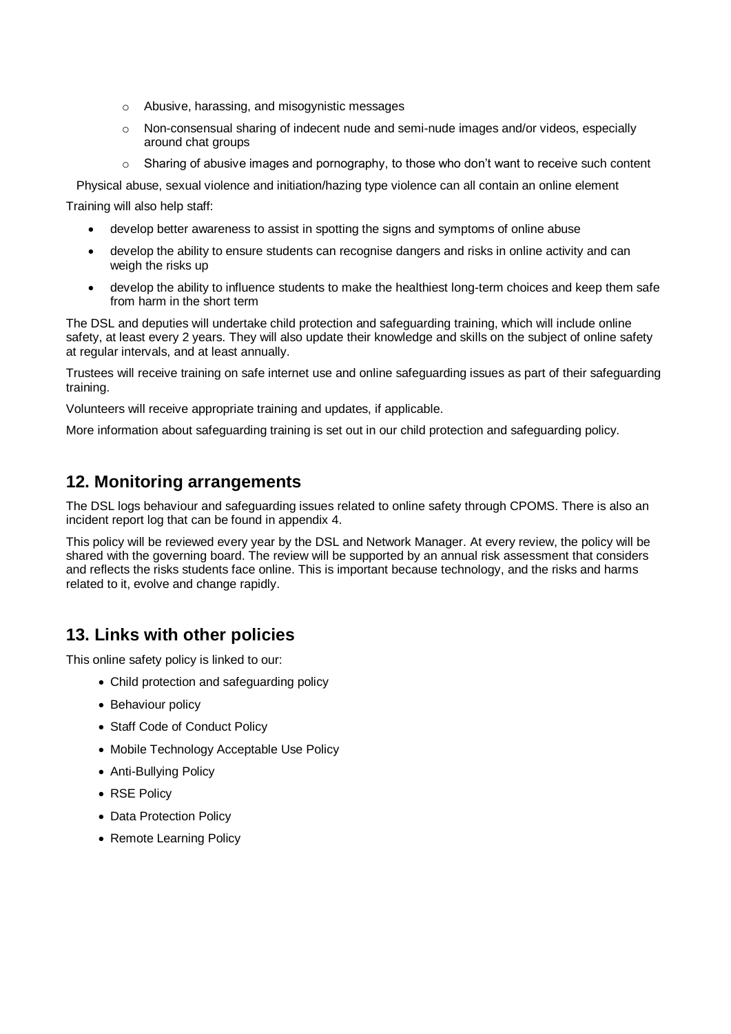- Abusive, harassing, and misogynistic messages
  - Non-consensual sharing of indecent nude and semi-nude images and/or videos, especially around chat groups
  - Sharing of abusive images and pornography, to those who don't want to receive such content

Physical abuse, sexual violence and initiation/hazing type violence can all contain an online element

Training will also help staff:

- develop better awareness to assist in spotting the signs and symptoms of online abuse
- develop the ability to ensure students can recognise dangers and risks in online activity and can weigh the risks up
- develop the ability to influence students to make the healthiest long-term choices and keep them safe from harm in the short term

The DSL and deputies will undertake child protection and safeguarding training, which will include online safety, at least every 2 years. They will also update their knowledge and skills on the subject of online safety at regular intervals, and at least annually.

Trustees will receive training on safe internet use and online safeguarding issues as part of their safeguarding training.

Volunteers will receive appropriate training and updates, if applicable.

More information about safeguarding training is set out in our child protection and safeguarding policy.

## 12. Monitoring arrangements

The DSL logs behaviour and safeguarding issues related to online safety through CPOMS. There is also an incident report log that can be found in appendix 4.

This policy will be reviewed every year by the DSL and Network Manager. At every review, the policy will be shared with the governing board. The review will be supported by an annual risk assessment that considers and reflects the risks students face online. This is important because technology, and the risks and harms related to it, evolve and change rapidly.

## 13. Links with other policies

This online safety policy is linked to our:

- Child protection and safeguarding policy
- Behaviour policy
- Staff Code of Conduct Policy
- Mobile Technology Acceptable Use Policy
- Anti-Bullying Policy
- RSE Policy
- Data Protection Policy
- Remote Learning Policy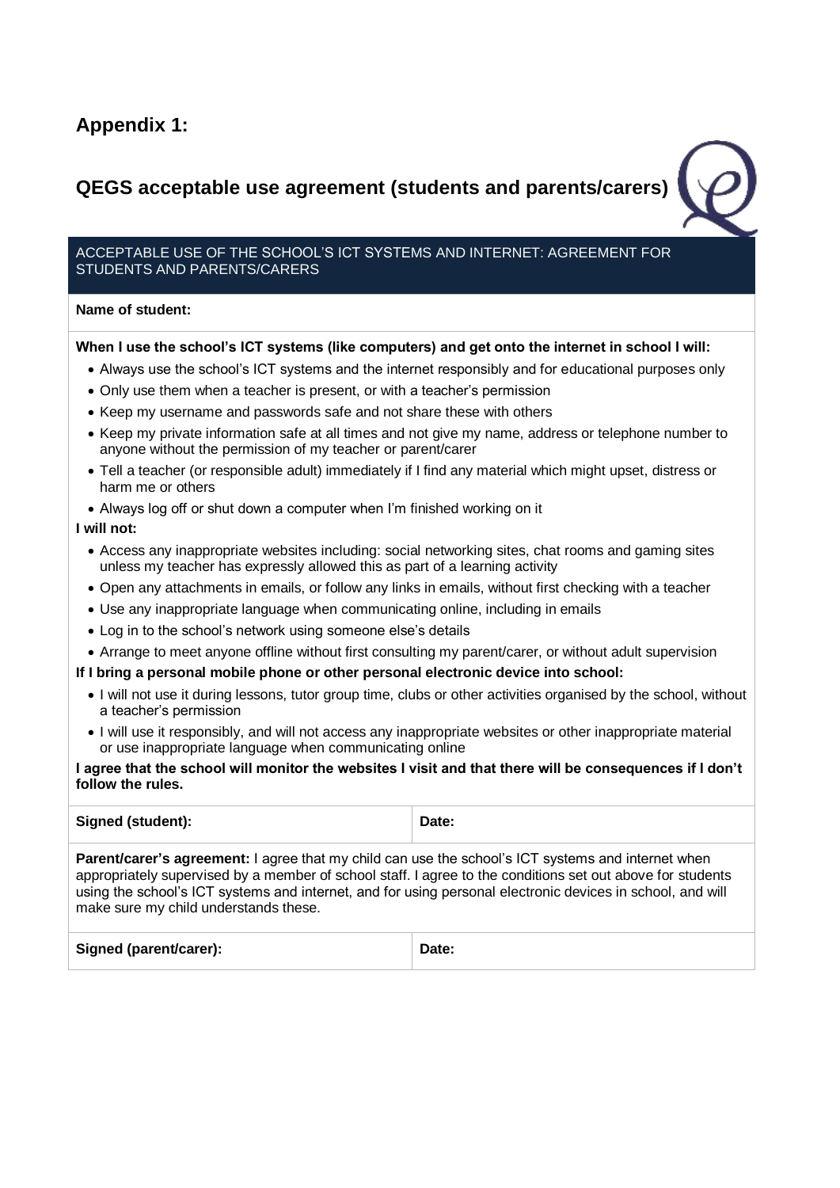## Appendix 1:

## QEGS acceptable use agreement (students and parents/carers)

ACCEPTABLE USE OF THE SCHOOL'S ICT SYSTEMS AND INTERNET: AGREEMENT FOR STUDENTS AND PARENTS/CARERS

**Name of student:**

**When I use the school's ICT systems (like computers) and get onto the internet in school I will:**

- Always use the school's ICT systems and the internet responsibly and for educational purposes only
- Only use them when a teacher is present, or with a teacher's permission
- Keep my username and passwords safe and not share these with others
- Keep my private information safe at all times and not give my name, address or telephone number to anyone without the permission of my teacher or parent/carer
- Tell a teacher (or responsible adult) immediately if I find any material which might upset, distress or harm me or others
- Always log off or shut down a computer when I'm finished working on it

**I will not:**

- Access any inappropriate websites including: social networking sites, chat rooms and gaming sites unless my teacher has expressly allowed this as part of a learning activity
- Open any attachments in emails, or follow any links in emails, without first checking with a teacher
- Use any inappropriate language when communicating online, including in emails
- Log in to the school's network using someone else's details
- Arrange to meet anyone offline without first consulting my parent/carer, or without adult supervision

**If I bring a personal mobile phone or other personal electronic device into school:**

- I will not use it during lessons, tutor group time, clubs or other activities organised by the school, without a teacher's permission
- I will use it responsibly, and will not access any inappropriate websites or other inappropriate material or use inappropriate language when communicating online

**I agree that the school will monitor the websites I visit and that there will be consequences if I don't follow the rules.**

| Signed (student): | Date: |
|---|---|

**Parent/carer's agreement:** I agree that my child can use the school's ICT systems and internet when appropriately supervised by a member of school staff. I agree to the conditions set out above for students using the school's ICT systems and internet, and for using personal electronic devices in school, and will make sure my child understands these.

| Signed (parent/carer): | Date: |
|---|---|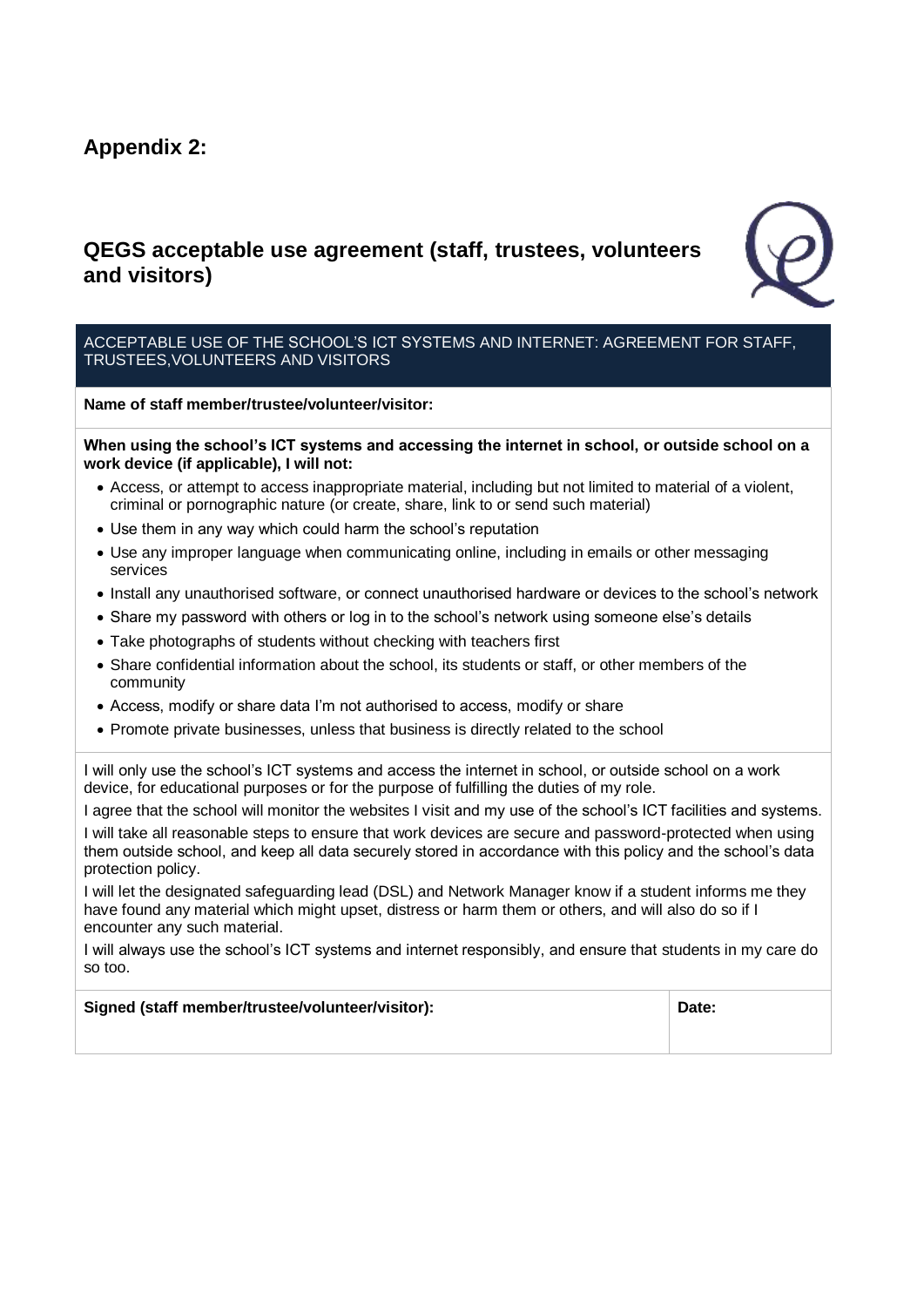## Appendix 2:

## QEGS acceptable use agreement (staff, trustees, volunteers and visitors)

ACCEPTABLE USE OF THE SCHOOL'S ICT SYSTEMS AND INTERNET: AGREEMENT FOR STAFF, TRUSTEES,VOLUNTEERS AND VISITORS

**Name of staff member/trustee/volunteer/visitor:**

**When using the school's ICT systems and accessing the internet in school, or outside school on a work device (if applicable), I will not:**

- Access, or attempt to access inappropriate material, including but not limited to material of a violent, criminal or pornographic nature (or create, share, link to or send such material)
- Use them in any way which could harm the school's reputation
- Use any improper language when communicating online, including in emails or other messaging services
- Install any unauthorised software, or connect unauthorised hardware or devices to the school's network
- Share my password with others or log in to the school's network using someone else's details
- Take photographs of students without checking with teachers first
- Share confidential information about the school, its students or staff, or other members of the community
- Access, modify or share data I'm not authorised to access, modify or share
- Promote private businesses, unless that business is directly related to the school

I will only use the school's ICT systems and access the internet in school, or outside school on a work device, for educational purposes or for the purpose of fulfilling the duties of my role.

I agree that the school will monitor the websites I visit and my use of the school's ICT facilities and systems.

I will take all reasonable steps to ensure that work devices are secure and password-protected when using them outside school, and keep all data securely stored in accordance with this policy and the school's data protection policy.

I will let the designated safeguarding lead (DSL) and Network Manager know if a student informs me they have found any material which might upset, distress or harm them or others, and will also do so if I encounter any such material.

I will always use the school's ICT systems and internet responsibly, and ensure that students in my care do so too.

| **Signed (staff member/trustee/volunteer/visitor):** | **Date:** |
|---|---|
| | |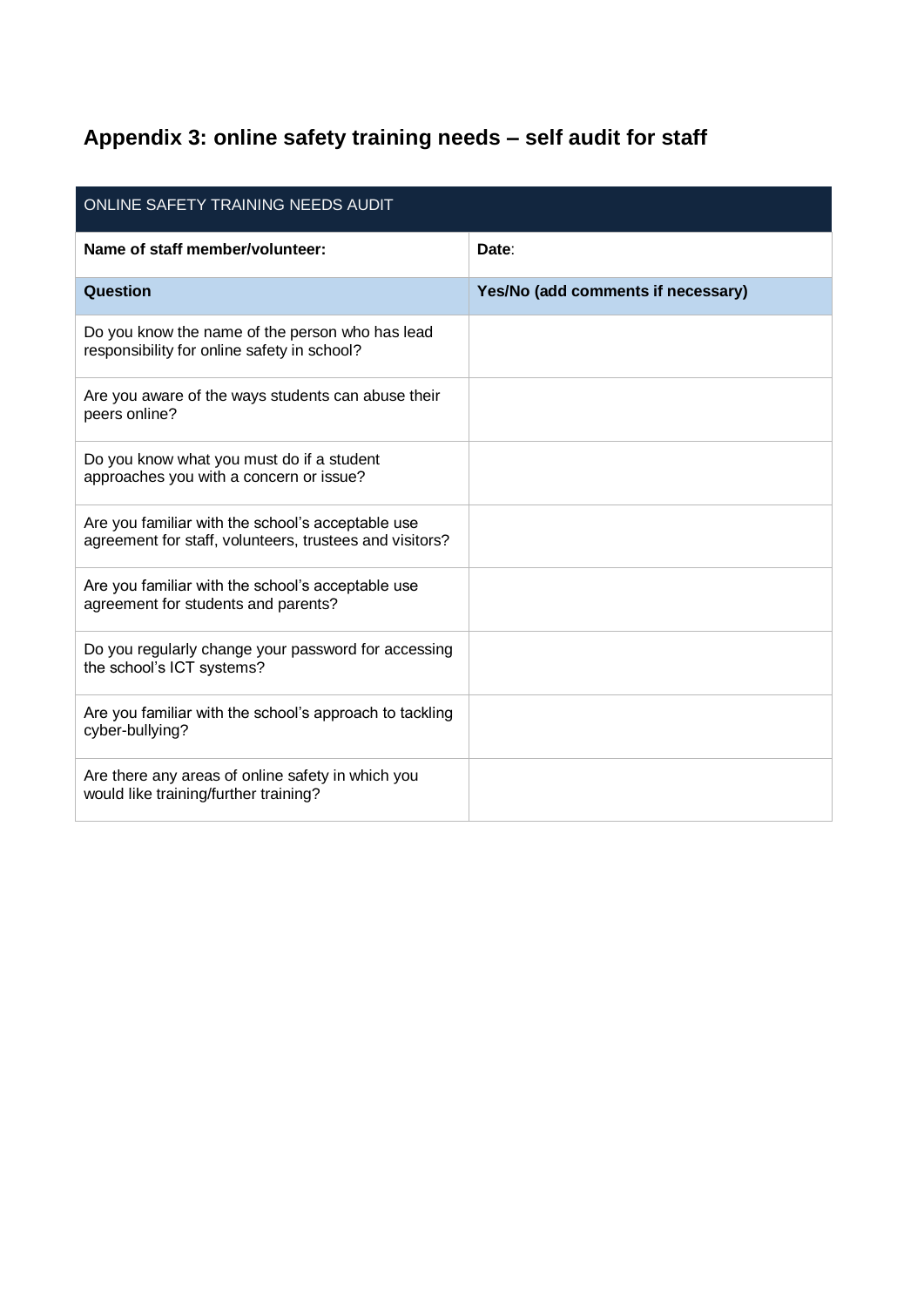## Appendix 3: online safety training needs – self audit for staff

| ONLINE SAFETY TRAINING NEEDS AUDIT | |
|---|---|
| **Name of staff member/volunteer:** | **Date**: |
| **Question** | **Yes/No (add comments if necessary)** |
| Do you know the name of the person who has lead responsibility for online safety in school? | |
| Are you aware of the ways students can abuse their peers online? | |
| Do you know what you must do if a student approaches you with a concern or issue? | |
| Are you familiar with the school's acceptable use agreement for staff, volunteers, trustees and visitors? | |
| Are you familiar with the school's acceptable use agreement for students and parents? | |
| Do you regularly change your password for accessing the school's ICT systems? | |
| Are you familiar with the school's approach to tackling cyber-bullying? | |
| Are there any areas of online safety in which you would like training/further training? | |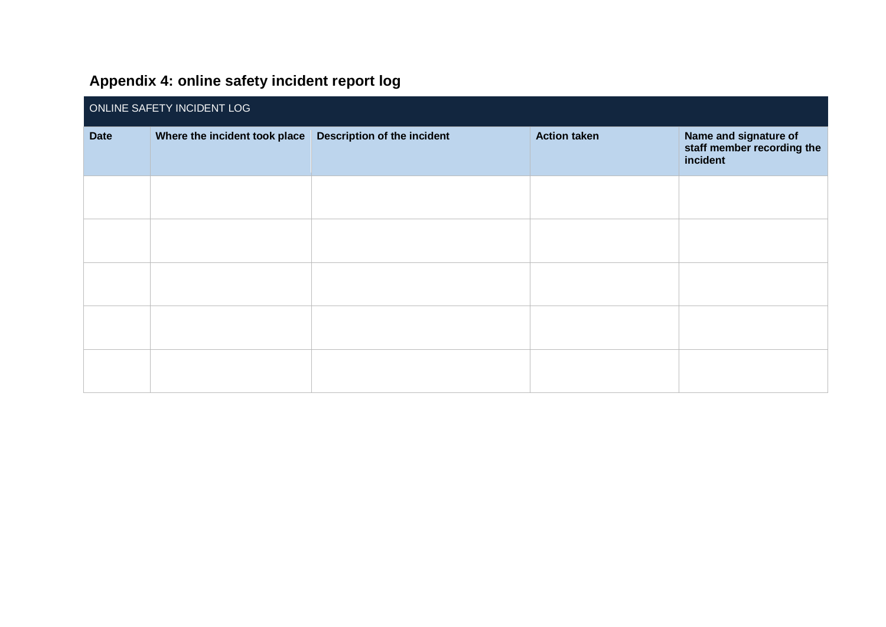## Appendix 4: online safety incident report log

| ONLINE SAFETY INCIDENT LOG | | | | |
|---|---|---|---|---|
| **Date** | **Where the incident took place** | **Description of the incident** | **Action taken** | **Name and signature of staff member recording the incident** |
| | | | | |
| | | | | |
| | | | | |
| | | | | |
| | | | | |